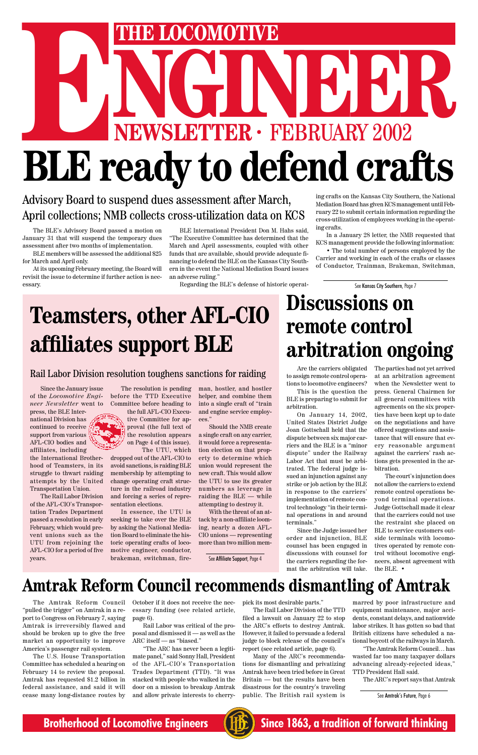# THE LOCOMOTIVE ENGINEER

## NEWSLETTER · FEBRUARY 2002

# BLE ready to defend crafts

## Advisory Board to suspend dues assessment after March, April collections; NMB collects cross-utilization data on KCS

The BLE's Advisory Board passed a motion on January 31 that will suspend the temporary dues assessment after two months of implementation.

BLE members will be assessed the additional $25 for March and April only.

At its upcoming February meeting, the Board will revisit the issue to determine if further action is necessary.

BLE International President Don M. Hahs said, "The Executive Committee has determined that the March and April assessments, coupled with other funds that are available, should provide adequate financing to defend the BLE on the Kansas City Southern in the event the National Mediation Board issues an adverse ruling."

Regarding the BLE's defense of historic operating crafts on the Kansas City Southern, the National Mediation Board has given KCS management until February 22 to submit certain information regarding the cross-utilization of employees working in the operating crafts.

In a January 28 letter, the NMB requested that KCS management provide the following information:

• The total number of persons employed by the Carrier and working in each of the crafts or classes of Conductor, Trainman, Brakeman, Switchman,

See Kansas City Southern, Page 7

# Teamsters, other AFL-CIO affiliates support BLE

## Rail Labor Division resolution toughens sanctions for raiding

Since the January issue of the *Locomotive Engineer Newsletter* went to press, the BLE International Division has continued to receive support from various AFL-CIO bodies and affiliates, including the International Brotherhood of Teamsters, in its struggle to thwart raiding attempts by the United Transportation Union.

The Rail Labor Division of the AFL-CIO's Transportation Trades Department passed a resolution in early February, which would prevent unions such as the UTU from rejoining the AFL-CIO for a period of five years.

The resolution is pending before the TTD Executive Committee before heading to the full AFL-CIO Executive Committee for approval (the full text of the resolution appears on Page 4 of this issue).

The UTU, which dropped out of the AFL-CIO to avoid sanctions, is raiding BLE membership by attempting to change operating craft structure in the railroad industry and forcing a series of representation elections.

In essence, the UTU is seeking to take over the BLE by asking the National Mediation Board to eliminate the historic operating crafts of locomotive engineer, conductor, brakeman, switchman, fireman, hostler, and hostler helper, and combine them into a single craft of "train and engine service employees."

Should the NMB create a single craft on any carrier, it would force a representation election on that property to determine which union would represent the new craft. This would allow the UTU to use its greater numbers as leverage in raiding the BLE — while attempting to destroy it.

With the threat of an attack by a non-affiliate looming, nearly a dozen AFL-CIO unions — representing more than two million mem-

See Affiliate Support, Page 4

# Discussions on remote control arbitration ongoing

Are the carriers obligated to assign remote control operations to locomotive engineers?

This is the question the BLE is preparing to submit for arbitration.

On January 14, 2002, United States District Judge Joan Gottschall held that the dispute between six major carriers and the BLE is a "minor dispute" under the Railway Labor Act that must be arbitrated. The federal judge issued an injunction against any strike or job action by the BLE in response to the carriers' implementation of remote control technology "in their terminal operations in and around terminals."

Since the Judge issued her order and injunction, BLE counsel has been engaged in discussions with counsel for the carriers regarding the format the arbitration will take. The parties had not yet arrived at an arbitration agreement when the Newsletter went to press. General Chairmen for all general committees with agreements on the six properties have been kept up to date on the negotiations and have offered suggestions and assistance that will ensure that every reasonable argument against the carriers' rash actions gets presented in the arbitration.

The court's injunction does not allow the carriers to extend remote control operations beyond terminal operations. Judge Gottschall made it clear that the carriers could not use the restraint she placed on BLE to service customers outside terminals with locomotives operated by remote control without locomotive engineers, absent agreement with the BLE. •

# Amtrak Reform Council recommends dismantling of Amtrak

The Amtrak Reform Council "pulled the trigger" on Amtrak in a report to Congress on February 7, saying Amtrak is irreversibly flawed and should be broken up to give the free market an opportunity to improve America's passenger rail system.

The U.S. House Transportation Committee has scheduled a hearing on February 14 to review the proposal. Amtrak has requested $1.2 billion in federal assistance, and said it will cease many long-distance routes by October if it does not receive the necessary funding (see related article, page 6).

Rail Labor was critical of the proposal and dismissed it — as well as the ARC itself — as "biased."

"The ARC has never been a legitimate panel," said Sonny Hall, President of the AFL-CIO's Transportation Trades Department (TTD). "It was stacked with people who walked in the door on a mission to breakup Amtrak and allow private interests to cherry-pick its most desirable parts."

The Rail Labor Division of the TTD filed a lawsuit on January 22 to stop the ARC's efforts to destroy Amtrak. However, it failed to persuade a federal judge to block release of the council's report (see related article, page 6).

Many of the ARC's recommendations for dismantling and privatizing Amtrak have been tried before in Great Britain — but the results have been disastrous for the country's traveling public. The British rail system is marred by poor infrastructure and equipment maintenance, major accidents, constant delays, and nationwide labor strikes. It has gotten so bad that British citizens have scheduled a national boycott of the railways in March.

"The Amtrak Reform Council… has wasted far too many taxpayer dollars advancing already-rejected ideas," TTD President Hall said.

The ARC's report says that Amtrak

See Amtrak's Future, Page 6

**Brotherhood of Locomotive Engineers** — **Since 1863, a tradition of forward thinking**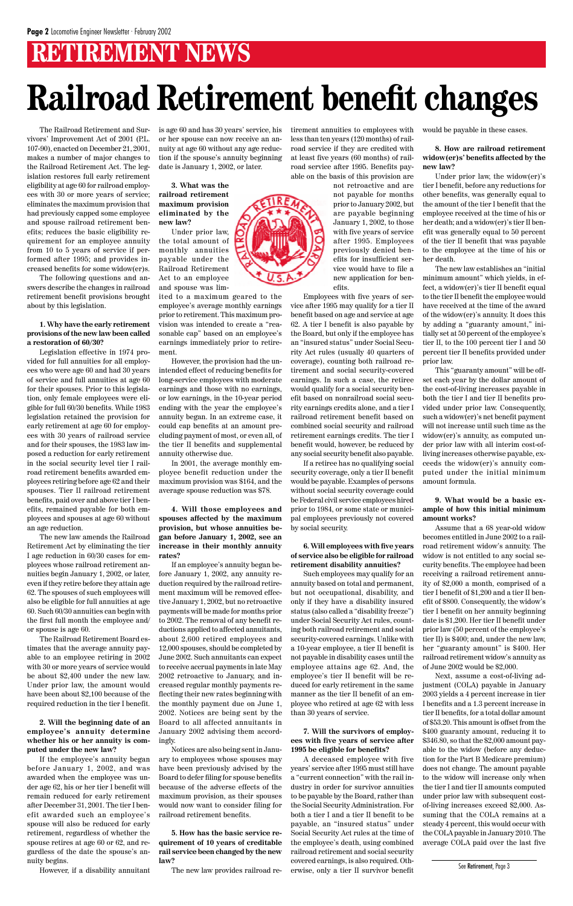# RETIREMENT NEWS

# Railroad Retirement benefit changes

The Railroad Retirement and Survivors' Improvement Act of 2001 (P.L. 107-90), enacted on December 21, 2001, makes a number of major changes to the Railroad Retirement Act. The legislation restores full early retirement eligibility at age 60 for railroad employees with 30 or more years of service; eliminates the maximum provision that had previously capped some employee and spouse railroad retirement benefits; reduces the basic eligibility requirement for an employee annuity from 10 to 5 years of service if performed after 1995; and provides increased benefits for some widow(er)s.

The following questions and answers describe the changes in railroad retirement benefit provisions brought about by this legislation.

**1. Why have the early retirement provisions of the new law been called a restoration of 60/30?**

Legislation effective in 1974 provided for full annuities for all employees who were age 60 and had 30 years of service and full annuities at age 60 for their spouses. Prior to this legislation, only female employees were eligible for full 60/30 benefits. While 1983 legislation retained the provision for early retirement at age 60 for employees with 30 years of railroad service and for their spouses, the 1983 law imposed a reduction for early retirement in the social security level tier I railroad retirement benefits awarded employees retiring before age 62 and their spouses. Tier II railroad retirement benefits, paid over and above tier I benefits, remained payable for both employees and spouses at age 60 without an age reduction.

The new law amends the Railroad Retirement Act by eliminating the tier I age reduction in 60/30 cases for employees whose railroad retirement annuities begin January 1, 2002, or later, even if they retire before they attain age 62. The spouses of such employees will also be eligible for full annuities at age 60. Such 60/30 annuities can begin with the first full month the employee and/or spouse is age 60.

The Railroad Retirement Board estimates that the average annuity payable to an employee retiring in 2002 with 30 or more years of service would be about $2,400 under the new law. Under prior law, the amount would have been about $2,100 because of the required reduction in the tier I benefit.

**2. Will the beginning date of an employee's annuity determine whether his or her annuity is computed under the new law?**

If the employee's annuity began before January 1, 2002, and was awarded when the employee was under age 62, his or her tier I benefit will remain reduced for early retirement after December 31, 2001. The tier I benefit awarded such an employee's spouse will also be reduced for early retirement, regardless of whether the spouse retires at age 60 or 62, and regardless of the date the spouse's annuity begins.

However, if a disability annuitant is age 60 and has 30 years' service, his or her spouse can now receive an annuity at age 60 without any age reduction if the spouse's annuity beginning date is January 1, 2002, or later.

**3. What was the railroad retirement maximum provision eliminated by the new law?**

Under prior law, the total amount of monthly annuities payable under the Railroad Retirement Act to an employee and spouse was limited to a maximum geared to the employee's average monthly earnings prior to retirement. This maximum provision was intended to create a "reasonable cap" based on an employee's earnings immediately prior to retirement.

However, the provision had the unintended effect of reducing benefits for long-service employees with moderate earnings and those with no earnings, or low earnings, in the 10-year period ending with the year the employee's annuity began. In an extreme case, it could cap benefits at an amount precluding payment of most, or even all, of the tier II benefits and supplemental annuity otherwise due.

In 2001, the average monthly employee benefit reduction under the maximum provision was $164, and the average spouse reduction was $78.

**4. Will those employees and spouses affected by the maximum provision, but whose annuities began before January 1, 2002, see an increase in their monthly annuity rates?**

If an employee's annuity began before January 1, 2002, any annuity reduction required by the railroad retirement maximum will be removed effective January 1, 2002, but no retroactive payments will be made for months prior to 2002. The removal of any benefit reductions applied to affected annuitants, about 2,600 retired employees and 12,000 spouses, should be completed by June 2002. Such annuitants can expect to receive accrual payments in late May 2002 retroactive to January, and increased regular monthly payments reflecting their new rates beginning with the monthly payment due on June 1, 2002. Notices are being sent by the Board to all affected annuitants in January 2002 advising them accordingly.

Notices are also being sent in January to employees whose spouses may have been previously advised by the Board to defer filing for spouse benefits because of the adverse effects of the maximum provision, as their spouses would now want to consider filing for railroad retirement benefits.

**5. How has the basic service requirement of 10 years of creditable rail service been changed by the new law?**

The new law provides railroad retirement annuities to employees with less than ten years (120 months) of railroad service if they are credited with at least five years (60 months) of railroad service after 1995. Benefits payable on the basis of this provision are not retroactive and are not payable for months prior to January 2002, but are payable beginning January 1, 2002, to those with five years of service after 1995. Employees previously denied benefits for insufficient service would have to file a new application for benefits.

Employees with five years of service after 1995 may qualify for a tier II benefit based on age and service at age 62. A tier I benefit is also payable by the Board, but only if the employee has an "insured status" under Social Security Act rules (usually 40 quarters of coverage), counting both railroad retirement and social security-covered earnings. In such a case, the retiree would qualify for a social security benefit based on nonrailroad social security earnings credits alone, and a tier I railroad retirement benefit based on combined social security and railroad retirement earnings credits. The tier I benefit would, however, be reduced by any social security benefit also payable.

If a retiree has no qualifying social security coverage, only a tier II benefit would be payable. Examples of persons without social security coverage could be Federal civil service employees hired prior to 1984, or some state or municipal employees previously not covered by social security.

**6. Will employees with five years of service also be eligible for railroad retirement disability annuities?**

Such employees may qualify for an annuity based on total and permanent, but not occupational, disability, and only if they have a disability insured status (also called a "disability freeze") under Social Security Act rules, counting both railroad retirement and social security-covered earnings. Unlike with a 10-year employee, a tier II benefit is not payable in disability cases until the employee attains age 62. And, the employee's tier II benefit will be reduced for early retirement in the same manner as the tier II benefit of an employee who retired at age 62 with less than 30 years of service.

**7. Will the survivors of employees with five years of service after 1995 be eligible for benefits?**

A deceased employee with five years' service after 1995 must still have a "current connection" with the rail industry in order for survivor annuities to be payable by the Board, rather than the Social Security Administration. For both a tier I and a tier II benefit to be payable, an "insured status" under Social Security Act rules at the time of the employee's death, using combined railroad retirement and social security covered earnings, is also required. Otherwise, only a tier II survivor benefit would be payable in these cases.

**8. How are railroad retirement widow(er)s' benefits affected by the new law?**

Under prior law, the widow(er)'s tier I benefit, before any reductions for other benefits, was generally equal to the amount of the tier I benefit that the employee received at the time of his or her death; and a widow(er)'s tier II benefit was generally equal to 50 percent of the tier II benefit that was payable to the employee at the time of his or her death.

The new law establishes an "initial minimum amount" which yields, in effect, a widow(er)'s tier II benefit equal to the tier II benefit the employee would have received at the time of the award of the widow(er)'s annuity. It does this by adding a "guaranty amount," initially set at 50 percent of the employee's tier II, to the 100 percent tier I and 50 percent tier II benefits provided under prior law.

This "guaranty amount" will be offset each year by the dollar amount of the cost-of-living increases payable in both the tier I and tier II benefits provided under prior law. Consequently, such a widow(er)'s net benefit payment will not increase until such time as the widow(er)'s annuity, as computed under prior law with all interim cost-of-living increases otherwise payable, exceeds the widow(er)'s annuity computed under the initial minimum amount formula.

**9. What would be a basic example of how this initial minimum amount works?**

Assume that a 68 year-old widow becomes entitled in June 2002 to a railroad retirement widow's annuity. The widow is not entitled to any social security benefits. The employee had been receiving a railroad retirement annuity of $2,000 a month, comprised of a tier I benefit of $1,200 and a tier II benefit of $800. Consequently, the widow's tier I benefit on her annuity beginning date is $1,200. Her tier II benefit under prior law (50 percent of the employee's tier II) is $400; and, under the new law, her "guaranty amount" is $400. Her railroad retirement widow's annuity as of June 2002 would be $2,000.

Next, assume a cost-of-living adjustment (COLA) payable in January 2003 yields a 4 percent increase in tier I benefits and a 1.3 percent increase in tier II benefits, for a total dollar amount of $53.20. This amount is offset from the $400 guaranty amount, reducing it to $346.80, so that the $2,000 amount payable to the widow (before any deduction for the Part B Medicare premium) does not change. The amount payable to the widow will increase only when the tier I and tier II amounts computed under prior law with subsequent cost-of-living increases exceed $2,000. Assuming that the COLA remains at a steady 4 percent, this would occur with the COLA payable in January 2010. The average COLA paid over the last five

See Retirement, Page 3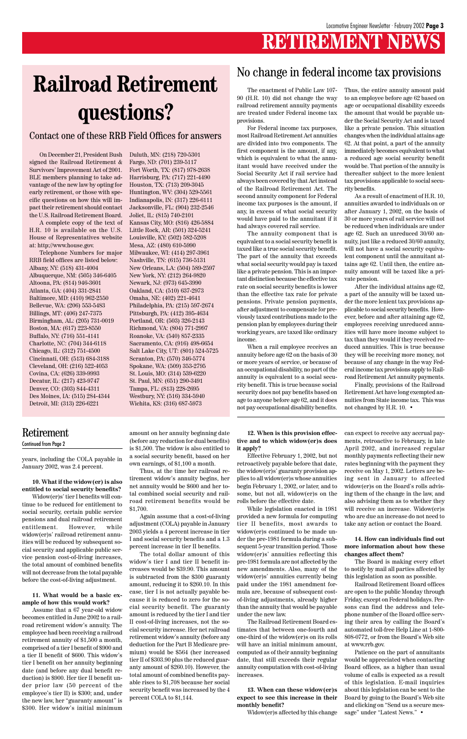# RETIREMENT NEWS

# Railroad Retirement questions?

## Contact one of these RRB Field Offices for answers

On December 21, President Bush signed the Railroad Retirement & Survivors' Improvement Act of 2001. BLE members planning to take advantage of the new law by opting for early retirement, or those with specific questions on how this will impact their retirement should contact the U.S. Railroad Retirement Board.

A complete copy of the text of H.R. 10 is available on the U.S. House of Representatives website at: http://www.house.gov.

Telephone Numbers for major RRB field offices are listed below:

Albany, NY: (518) 431-4004
Albuquerque, NM: (505) 346-6405
Altoona, PA: (814) 946-3601
Atlanta, GA: (404) 331-2841
Baltimore, MD: (410) 962-2550
Bellevue, WA: (206) 553-5483
Billings, MT: (406) 247-7375
Birmingham, AL: (205) 731-0019
Boston, MA: (617) 223-8550
Buffalo, NY: (716) 551-4141
Charlotte, NC: (704) 344-6118
Chicago, IL: (312) 751-4500
Cincinnati, OH: (513) 684-3188
Cleveland, OH: (216) 522-4053
Covina, CA: (626) 339-9993
Decatur, IL: (217) 423-9747
Denver, CO: (303) 844-4311
Des Moines, IA: (515) 284-4344
Detroit, MI: (313) 226-6221
Duluth, MN: (218) 720-5301
Fargo, ND: (701) 239-5117
Fort Worth, TX: (817) 978-2638
Harrisburg, PA: (717) 221-4490
Houston, TX: (713) 209-3045
Huntington, WV: (304) 529-5561
Indianapolis, IN: (317) 226-6111
Jacksonville, FL: (904) 232-2546
Joliet, IL: (815) 740-2101
Kansas City, MO: (816) 426-5884
Little Rock, AR: (501) 324-5241
Louisville, KY: (502) 582-5208
Mesa, AZ: (480) 610-5990
Milwaukee, WI: (414) 297-3961
Nashville, TN: (615) 736-5131
New Orleans, LA: (504) 589-2597
New York, NY: (212) 264-9820
Newark, NJ: (973) 645-3990
Oakland, CA: (510) 637-2973
Omaha, NE: (402) 221-4641
Philadelphia, PA: (215) 597-2674
Pittsburgh, PA: (412) 395-4634
Portland, OR: (503) 326-2143
Richmond, VA: (804) 771-2997
Roanoke, VA: (540) 857-2335
Sacramento, CA: (916) 498-6654
Salt Lake City, UT: (801) 524-5725
Scranton, PA: (570) 346-5774
Spokane, WA: (509) 353-2795
St. Louis, MO: (314) 539-6220
St. Paul, MN: (651) 290-3491
Tampa, FL: (813) 228-2695
Westbury, NY: (516) 334-5940
Wichita, KS: (316) 687-5973

## No change in federal income tax provisions

The enactment of Public Law 107-90 (H.R. 10) did not change the way railroad retirement annuity payments are treated under Federal income tax provisions.

For Federal income tax purposes, most Railroad Retirement Act annuities are divided into two components. The first component is the amount, if any, which is equivalent to what the annuitant would have received under the Social Security Act if rail service had always been covered by that Act instead of the Railroad Retirement Act. The second annuity component for Federal income tax purposes is the amount, if any, in excess of what social security would have paid to the annuitant if it had always covered rail service.

The annuity component that is equivalent to a social security benefit is taxed like a true social security benefit. The part of the annuity that exceeds what social security would pay is taxed like a private pension. This is an important distinction because the effective tax rate on social security benefits is lower than the effective tax rate for private pensions. Private pension payments, after adjustment to compensate for previously taxed contributions made to the pension plan by employees during their working years, are taxed like ordinary income.

When a rail employee receives an annuity before age 62 on the basis of 30 or more years of service, or because of an occupational disability, no part of the annuity is equivalent to a social security benefit. This is true because social security does not pay benefits based on age to anyone before age 62, and it does not pay occupational disability benefits. Thus, the entire annuity amount paid to an employee before age 62 based on age or occupational disability exceeds the amount that would be payable under the Social Security Act and is taxed like a private pension. This situation changes when the individual attains age 62. At that point, a part of the annuity immediately becomes equivalent to what a reduced age social security benefit would be. That portion of the annuity is thereafter subject to the more lenient tax provisions applicable to social security benefits.

As a result of enactment of H.R. 10, annuities awarded to individuals on or after January 1, 2002, on the basis of 30 or more years of rail service will not be reduced when individuals are under age 62. Such an unreduced 30/60 annuity, just like a reduced 30/60 annuity, will not have a social security equivalent component until the annuitant attains age 62. Until then, the entire annuity amount will be taxed like a private pension.

After the individual attains age 62, a part of the annuity will be taxed under the more lenient tax provisions applicable to social security benefits. However, before and after attaining age 62, employees receiving unreduced annuities will have more income subject to tax than they would if they received reduced annuities. This is true because they will be receiving more money, not because of any change in the way Federal income tax provisions apply to Railroad Retirement Act annuity payments.

Finally, provisions of the Railroad Retirement Act have long exempted annuities from State income tax. This was not changed by H.R. 10. •

## Retirement

Continued from Page 2

years, including the COLA payable in January 2002, was 2.4 percent.

**10. What if the widow(er) is also entitled to social security benefits?**

Widow(er)s' tier I benefits will continue to be reduced for entitlement to social security, certain public service pensions and dual railroad retirement entitlement. However, while widow(er)s' railroad retirement annuities will be reduced by subsequent social security and applicable public service pension cost-of-living increases, the total amount of combined benefits will not decrease from the total payable before the cost-of-living adjustment.

**11. What would be a basic example of how this would work?**

Assume that a 67 year-old widow becomes entitled in June 2002 to a railroad retirement widow's annuity. The employee had been receiving a railroad retirement annuity of $1,500 a month, comprised of a tier I benefit of $900 and a tier II benefit of $600. This widow's tier I benefit on her annuity beginning date (and before any dual benefit reduction) is $900. Her tier II benefit under prior law (50 percent of the employee's tier II) is $300; and, under the new law, her "guaranty amount" is $300. Her widow's initial minimum amount on her annuity beginning date (before any reduction for dual benefits) is $1,500. The widow is also entitled to a social security benefit, based on her own earnings, of $1,100 a month.

Thus, at the time her railroad retirement widow's annuity begins, her net annuity would be $600 and her total combined social security and railroad retirement benefits would be $1,700.

Again assume that a cost-of-living adjustment (COLA) payable in January 2003 yields a 4 percent increase in tier I and social security benefits and a 1.3 percent increase in tier II benefits.

The total dollar amount of this widow's tier I and tier II benefit increases would be $39.90. This amount is subtracted from the $300 guaranty amount, reducing it to $260.10. In this case, tier I is not actually payable because it is reduced to zero for the social security benefit. The guaranty amount is reduced by the tier I and tier II cost-of-living increases, not the social security increase. Her net railroad retirement widow's annuity (before any deduction for the Part B Medicare premium) would be $564 (her increased tier II of $303.90 plus the reduced guaranty amount of $260.10). However, the total amount of combined benefits payable rises to $1,708 because her social security benefit was increased by the 4 percent COLA to $1,144.

**12. When is this provision effective and to which widow(er)s does it apply?**

Effective February 1, 2002, but not retroactively payable before that date, the widow(er)s' guaranty provision applies to all widow(er)s whose annuities begin February 1, 2002, or later, and to some, but not all, widow(er)s on the rolls before the effective date.

While legislation enacted in 1981 provided a new formula for computing tier II benefits, most awards to widow(er)s continued to be made under the pre-1981 formula during a subsequent 5-year transition period. Those widow(er)s' annuities reflecting this pre-1981 formula are not affected by the new amendments. Also, many of the widow(er)s' annuities currently being paid under the 1981 amendment formula are, because of subsequent cost-of-living adjustments, already higher than the annuity that would be payable under the new law.

The Railroad Retirement Board estimates that between one-fourth and one-third of the widow(er)s on its rolls will have an initial minimum amount, computed as of their annuity beginning date, that still exceeds their regular annuity computation with cost-of-living increases.

**13. When can these widow(er)s expect to see this increase in their monthly benefit?**

Widow(er)s affected by this change can expect to receive any accrual payments, retroactive to February, in late April 2002, and increased regular monthly payments reflecting their new rates beginning with the payment they receive on May 1, 2002. Letters are being sent in January to affected widow(er)s on the Board's rolls advising them of the change in the law, and also advising them as to whether they will receive an increase. Widow(er)s who are due an increase do not need to take any action or contact the Board.

**14. How can individuals find out more information about how these changes affect them?**

The Board is making every effort to notify by mail all parties affected by this legislation as soon as possible.

Railroad Retirement Board offices are open to the public Monday through Friday, except on Federal holidays. Persons can find the address and telephone number of the Board office serving their area by calling the Board's automated toll-free Help Line at 1-800-808-0772, or from the Board's Web site at www.rrb.gov.

Patience on the part of annuitants would be appreciated when contacting Board offices, as a higher than usual volume of calls is expected as a result of this legislation. E-mail inquiries about this legislation can be sent to the Board by going to the Board's Web site and clicking on "Send us a secure message" under "Latest News." •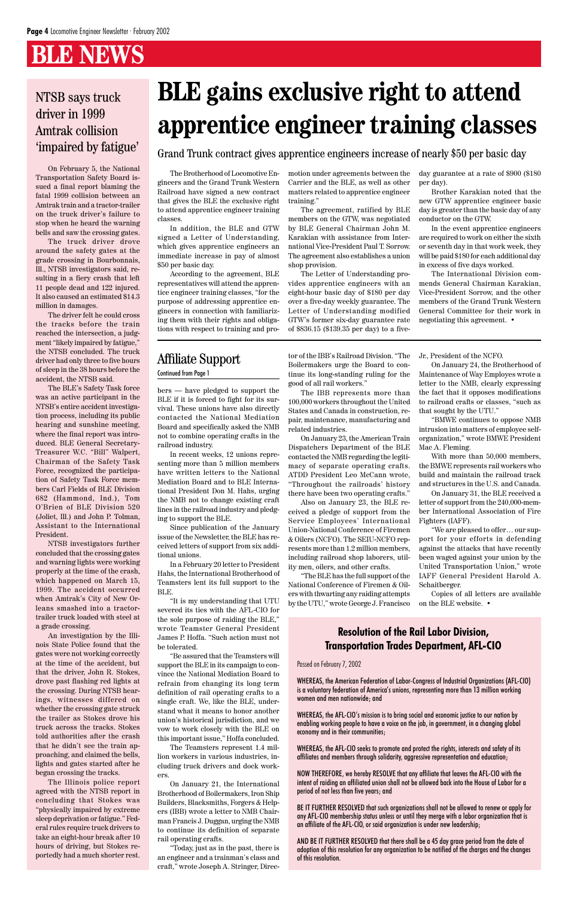# BLE NEWS

# BLE gains exclusive right to attend apprentice engineer training classes

## Grand Trunk contract gives apprentice engineers increase of nearly $50 per basic day

The Brotherhood of Locomotive Engineers and the Grand Trunk Western Railroad have signed a new contract that gives the BLE the exclusive right to attend apprentice engineer training classes.

In addition, the BLE and GTW signed a Letter of Understanding, which gives apprentice engineers an immediate increase in pay of almost $50 per basic day.

According to the agreement, BLE representatives will attend the apprentice engineer training classes, "for the purpose of addressing apprentice engineers in connection with familiarizing them with their rights and obligations with respect to training and promotion under agreements between the Carrier and the BLE, as well as other matters related to apprentice engineer training."

The agreement, ratified by BLE members on the GTW, was negotiated by BLE General Chairman John M. Karakian with assistance from International Vice-President Paul T. Sorrow. The agreement also establishes a union shop provision.

The Letter of Understanding provides apprentice engineers with an eight-hour basic day of $180 per day over a five-day weekly guarantee. The Letter of Understanding modified GTW's former six-day guarantee rate of $836.15 ($139.35 per day) to a five-day guarantee at a rate of $900 ($180 per day).

Brother Karakian noted that the new GTW apprentice engineer basic day is greater than the basic day of any conductor on the GTW.

In the event apprentice engineers are required to work on either the sixth or seventh day in that work week, they will be paid $180 for each additional day in excess of five days worked.

The International Division commends General Chairman Karakian, Vice-President Sorrow, and the other members of the Grand Trunk Western General Committee for their work in negotiating this agreement. •

## NTSB says truck driver in 1999 Amtrak collision 'impaired by fatigue'

On February 5, the National Transportation Safety Board issued a final report blaming the fatal 1999 collision between an Amtrak train and a tractor-trailer on the truck driver's failure to stop when he heard the warning bells and saw the crossing gates.

The truck driver drove around the safety gates at the grade crossing in Bourbonnais, Ill., NTSB investigators said, resulting in a fiery crash that left 11 people dead and 122 injured. It also caused an estimated $14.3 million in damages.

The driver felt he could cross the tracks before the train reached the intersection, a judgment "likely impaired by fatigue," the NTSB concluded. The truck driver had only three to five hours of sleep in the 38 hours before the accident, the NTSB said.

The BLE's Safety Task force was an active participant in the NTSB's entire accident investigation process, including its public hearing and sunshine meeting, where the final report was introduced. BLE General Secretary-Treasurer W.C. "Bill" Walpert, Chairman of the Safety Task Force, recognized the participation of Safety Task Force members Carl Fields of BLE Division 682 (Hammond, Ind.), Tom O'Brien of BLE Division 520 (Joliet, Ill.) and John P. Tolman, Assistant to the International President.

NTSB investigators further concluded that the crossing gates and warning lights were working properly at the time of the crash, which happened on March 15, 1999. The accident occurred when Amtrak's City of New Orleans smashed into a tractor-trailer truck loaded with steel at a grade crossing.

An investigation by the Illinois State Police found that the gates were not working correctly at the time of the accident, but that the driver, John R. Stokes, drove past flashing red lights at the crossing. During NTSB hearings, witnesses differed on whether the crossing gate struck the trailer as Stokes drove his truck across the tracks. Stokes told authorities after the crash that he didn't see the train approaching, and claimed the bells, lights and gates started after he began crossing the tracks.

The Illinois police report agreed with the NTSB report in concluding that Stokes was "physically impaired by extreme sleep deprivation or fatigue." Federal rules require truck drivers to take an eight-hour break after 10 hours of driving, but Stokes reportedly had a much shorter rest.

## Affiliate Support

Continued from Page 1

bers — have pledged to support the BLE if it is forced to fight for its survival. These unions have also directly contacted the National Mediation Board and specifically asked the NMB not to combine operating crafts in the railroad industry.

In recent weeks, 12 unions representing more than 5 million members have written letters to the National Mediation Board and to BLE International President Don M. Hahs, urging the NMB not to change existing craft lines in the railroad industry and pledging to support the BLE.

Since publication of the January issue of the Newsletter, the BLE has received letters of support from six additional unions.

In a February 20 letter to President Hahs, the International Brotherhood of Teamsters lent its full support to the BLE.

"It is my understanding that UTU severed its ties with the AFL-CIO for the sole purpose of raiding the BLE," wrote Teamster General President James P. Hoffa. "Such action must not be tolerated.

"Be assured that the Teamsters will support the BLE in its campaign to convince the National Mediation Board to refrain from changing its long term definition of rail operating crafts to a single craft. We, like the BLE, understand what it means to honor another union's historical jurisdiction, and we vow to work closely with the BLE on this important issue," Hoffa concluded.

The Teamsters represent 1.4 million workers in various industries, including truck drivers and dock workers.

On January 21, the International Brotherhood of Boilermakers, Iron Ship Builders, Blacksmiths, Forgers & Helpers (IBB) wrote a letter to NMB Chairman Francis J. Duggan, urging the NMB to continue its definition of separate rail operating crafts.

"Today, just as in the past, there is an engineer and a trainman's class and craft," wrote Joseph A. Stringer, Director of the IBB's Railroad Division. "The Boilermakers urge the Board to continue its long-standing ruling for the good of all rail workers."

The IBB represents more than 100,000 workers throughout the United States and Canada in construction, repair, maintenance, manufacturing and related industries.

On January 23, the American Train Dispatchers Department of the BLE contacted the NMB regarding the legitimacy of separate operating crafts. ATDD President Leo McCann wrote, "Throughout the railroads' history there have been two operating crafts."

Also on January 23, the BLE received a pledge of support from the Service Employees' International Union-National Conference of Firemen & Oilers (NCFO). The SEIU-NCFO represents more than 1.2 million members, including railroad shop laborers, utility men, oilers, and other crafts.

"The BLE has the full support of the National Conference of Firemen & Oilers with thwarting any raiding attempts by the UTU," wrote George J. Francisco Jr., President of the NCFO.

On January 24, the Brotherhood of Maintenance of Way Employes wrote a letter to the NMB, clearly expressing the fact that it opposes modifications to railroad crafts or classes, "such as that sought by the UTU."

"BMWE continues to oppose NMB intrusion into matters of employee self-organization," wrote BMWE President Mac A. Fleming.

With more than 50,000 members, the BMWE represents rail workers who build and maintain the railroad track and structures in the U.S. and Canada.

On January 31, the BLE received a letter of support from the 240,000-member International Association of Fire Fighters (IAFF).

"We are pleased to offer… our support for your efforts in defending against the attacks that have recently been waged against your union by the United Transportation Union," wrote IAFF General President Harold A. Schaitberger.

Copies of all letters are available on the BLE website. •

### Resolution of the Rail Labor Division, Transportation Trades Department, AFL-CIO

Passed on February 7, 2002

WHEREAS, the American Federation of Labor-Congress of Industrial Organizations (AFL-CIO) is a voluntary federation of America's unions, representing more than 13 million working women and men nationwide; and

WHEREAS, the AFL-CIO's mission is to bring social and economic justice to our nation by enabling working people to have a voice on the job, in government, in a changing global economy and in their communities;

WHEREAS, the AFL-CIO seeks to promote and protect the rights, interests and safety of its affiliates and members through solidarity, aggressive representation and education;

NOW THEREFORE, we hereby RESOLVE that any affiliate that leaves the AFL-CIO with the intent of raiding an affiliated union shall not be allowed back into the House of Labor for a period of not less than five years; and

BE IT FURTHER RESOLVED that such organizations shall not be allowed to renew or apply for any AFL-CIO membership status unless or until they merge with a labor organization that is an affiliate of the AFL-CIO, or said organization is under new leadership;

AND BE IT FURTHER RESOLVED that there shall be a 45 day grace period from the date of adoption of this resolution for any organization to be notified of the charges and the changes of this resolution.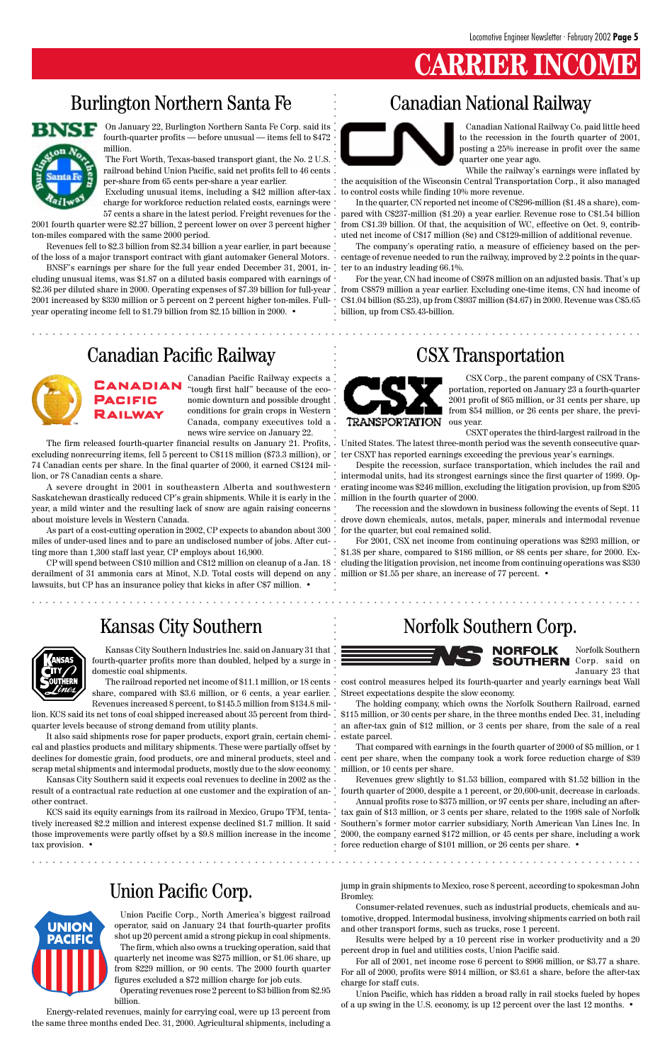# CARRIER INCOME

## Burlington Northern Santa Fe

On January 22, Burlington Northern Santa Fe Corp. said its fourth-quarter profits — before unusual — items fell to $472 million.

The Fort Worth, Texas-based transport giant, the No. 2 U.S. railroad behind Union Pacific, said net profits fell to 46 cents per-share from 65 cents per-share a year earlier.

Excluding unusual items, including a $42 million after-tax charge for workforce reduction related costs, earnings were 57 cents a share in the latest period. Freight revenues for the 2001 fourth quarter were $2.27 billion, 2 percent lower on over 3 percent higher ton-miles compared with the same 2000 period.

Revenues fell to $2.3 billion from $2.34 billion a year earlier, in part because of the loss of a major transport contract with giant automaker General Motors.

BNSF's earnings per share for the full year ended December 31, 2001, including unusual items, was $1.87 on a diluted basis compared with earnings of $2.36 per diluted share in 2000. Operating expenses of $7.39 billion for full-year 2001 increased by $330 million or 5 percent on 2 percent higher ton-miles. Full-year operating income fell to $1.79 billion from $2.15 billion in 2000. •

## Canadian National Railway

Canadian National Railway Co. paid little heed to the recession in the fourth quarter of 2001, posting a 25% increase in profit over the same quarter one year ago.

While the railway's earnings were inflated by the acquisition of the Wisconsin Central Transportation Corp., it also managed to control costs while finding 10% more revenue.

In the quarter, CN reported net income of C$296-million ($1.48 a share), compared with C$237-million ($1.20) a year earlier. Revenue rose to C$1.54 billion from C$1.39 billion. Of that, the acquisition of WC, effective on Oct. 9, contributed net income of C$17 million (8c) and C$129-million of additional revenue.

The company's operating ratio, a measure of efficiency based on the percentage of revenue needed to run the railway, improved by 2.2 points in the quarter to an industry leading 66.1%.

For the year, CN had income of C$978 million on an adjusted basis. That's up from C$879 million a year earlier. Excluding one-time items, CN had income of C$1.04 billion ($5.23), up from C$937 million ($4.67) in 2000. Revenue was C$5.65 billion, up from C$5.43-billion.

## Canadian Pacific Railway

Canadian Pacific Railway expects a "tough first half" because of the economic downturn and possible drought conditions for grain crops in Western Canada, company executives told a news wire service on January 22.

The firm released fourth-quarter financial results on January 21. Profits, excluding nonrecurring items, fell 5 percent to C$118 million ($73.3 million), or 74 Canadian cents per share. In the final quarter of 2000, it earned C$124 million, or 78 Canadian cents a share.

A severe drought in 2001 in southeastern Alberta and southwestern Saskatchewan drastically reduced CP's grain shipments. While it is early in the year, a mild winter and the resulting lack of snow are again raising concerns about moisture levels in Western Canada.

As part of a cost-cutting operation in 2002, CP expects to abandon about 300 miles of under-used lines and to pare an undisclosed number of jobs. After cutting more than 1,300 staff last year, CP employs about 16,900.

CP will spend between C$10 million and C$12 million on cleanup of a Jan. 18 derailment of 31 ammonia cars at Minot, N.D. Total costs will depend on any lawsuits, but CP has an insurance policy that kicks in after C$7 million. •

## CSX Transportation

CSX Corp., the parent company of CSX Transportation, reported on January 23 a fourth-quarter 2001 profit of $65 million, or 31 cents per share, up from $54 million, or 26 cents per share, the previous year.

CSXT operates the third-largest railroad in the United States. The latest three-month period was the seventh consecutive quarter CSXT has reported earnings exceeding the previous year's earnings.

Despite the recession, surface transportation, which includes the rail and intermodal units, had its strongest earnings since the first quarter of 1999. Operating income was $246 million, excluding the litigation provision, up from $205 million in the fourth quarter of 2000.

The recession and the slowdown in business following the events of Sept. 11 drove down chemicals, autos, metals, paper, minerals and intermodal revenue for the quarter, but coal remained solid.

For 2001, CSX net income from continuing operations was $293 million, or $1.38 per share, compared to $186 million, or 88 cents per share, for 2000. Excluding the litigation provision, net income from continuing operations was $330 million or $1.55 per share, an increase of 77 percent. •

## Kansas City Southern

Kansas City Southern Industries Inc. said on January 31 that fourth-quarter profits more than doubled, helped by a surge in domestic coal shipments.

The railroad reported net income of $11.1 million, or 18 cents share, compared with $3.6 million, or 6 cents, a year earlier. Revenues increased 8 percent, to $145.5 million from $134.8 million. KCS said its net tons of coal shipped increased about 35 percent from third-quarter levels because of strong demand from utility plants.

It also said shipments rose for paper products, export grain, certain chemical and plastics products and military shipments. These were partially offset by declines for domestic grain, food products, ore and mineral products, steel and scrap metal shipments and intermodal products, mostly due to the slow economy.

Kansas City Southern said it expects coal revenues to decline in 2002 as the result of a contractual rate reduction at one customer and the expiration of another contract.

KCS said its equity earnings from its railroad in Mexico, Grupo TFM, tentatively increased $2.2 million and interest expense declined $1.7 million. It said those improvements were partly offset by a $9.8 million increase in the income tax provision. •

## Norfolk Southern Corp.

Norfolk Southern Corp. said on January 23 that cost control measures helped its fourth-quarter and yearly earnings beat Wall Street expectations despite the slow economy.

The holding company, which owns the Norfolk Southern Railroad, earned $115 million, or 30 cents per share, in the three months ended Dec. 31, including an after-tax gain of $12 million, or 3 cents per share, from the sale of a real estate parcel.

That compared with earnings in the fourth quarter of 2000 of $5 million, or 1 cent per share, when the company took a work force reduction charge of $39 million, or 10 cents per share.

Revenues grew slightly to $1.53 billion, compared with $1.52 billion in the fourth quarter of 2000, despite a 1 percent, or 20,600-unit, decrease in carloads.

Annual profits rose to $375 million, or 97 cents per share, including an after-tax gain of $13 million, or 3 cents per share, related to the 1998 sale of Norfolk Southern's former motor carrier subsidiary, North American Van Lines Inc. In 2000, the company earned $172 million, or 45 cents per share, including a work force reduction charge of $101 million, or 26 cents per share. •

## Union Pacific Corp.

Union Pacific Corp., North America's biggest railroad operator, said on January 24 that fourth-quarter profits shot up 20 percent amid a strong pickup in coal shipments.

The firm, which also owns a trucking operation, said that quarterly net income was $275 million, or $1.06 share, up from $229 million, or 90 cents. The 2000 fourth quarter figures excluded a $72 million charge for job cuts.

Operating revenues rose 2 percent to $3 billion from $2.95 billion.

Energy-related revenues, mainly for carrying coal, were up 13 percent from the same three months ended Dec. 31, 2000. Agricultural shipments, including a jump in grain shipments to Mexico, rose 8 percent, according to spokesman John Bromley.

Consumer-related revenues, such as industrial products, chemicals and automotive, dropped. Intermodal business, involving shipments carried on both rail and other transport forms, such as trucks, rose 1 percent.

Results were helped by a 10 percent rise in worker productivity and a 20 percent drop in fuel and utilities costs, Union Pacific said.

For all of 2001, net income rose 6 percent to $966 million, or $3.77 a share. For all of 2000, profits were $914 million, or $3.61 a share, before the after-tax charge for staff cuts.

Union Pacific, which has ridden a broad rally in rail stocks fueled by hopes of a up swing in the U.S. economy, is up 12 percent over the last 12 months. •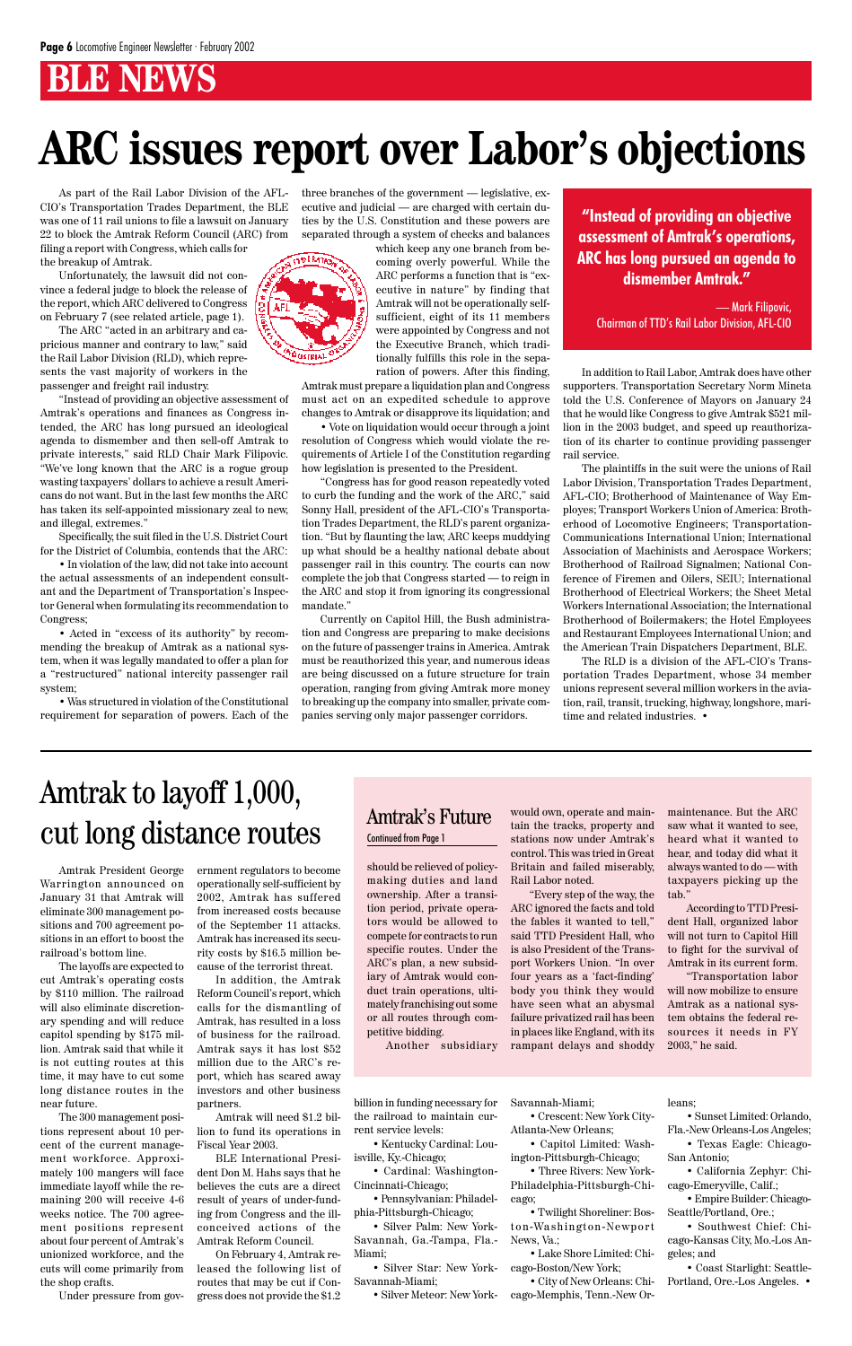# BLE NEWS

# ARC issues report over Labor's objections

As part of the Rail Labor Division of the AFL-CIO's Transportation Trades Department, the BLE was one of 11 rail unions to file a lawsuit on January 22 to block the Amtrak Reform Council (ARC) from filing a report with Congress, which calls for the breakup of Amtrak.

Unfortunately, the lawsuit did not convince a federal judge to block the release of the report, which ARC delivered to Congress on February 7 (see related article, page 1).

The ARC "acted in an arbitrary and capricious manner and contrary to law," said the Rail Labor Division (RLD), which represents the vast majority of workers in the passenger and freight rail industry.

"Instead of providing an objective assessment of Amtrak's operations and finances as Congress intended, the ARC has long pursued an ideological agenda to dismember and then sell-off Amtrak to private interests," said RLD Chair Mark Filipovic. "We've long known that the ARC is a rogue group wasting taxpayers' dollars to achieve a result Americans do not want. But in the last few months the ARC has taken its self-appointed missionary zeal to new, and illegal, extremes."

Specifically, the suit filed in the U.S. District Court for the District of Columbia, contends that the ARC:

• In violation of the law, did not take into account the actual assessments of an independent consultant and the Department of Transportation's Inspector General when formulating its recommendation to Congress;

• Acted in "excess of its authority" by recommending the breakup of Amtrak as a national system, when it was legally mandated to offer a plan for a "restructured" national intercity passenger rail system;

• Was structured in violation of the Constitutional requirement for separation of powers. Each of the three branches of the government — legislative, executive and judicial — are charged with certain duties by the U.S. Constitution and these powers are separated through a system of checks and balances which keep any one branch from becoming overly powerful. While the ARC performs a function that is "executive in nature" by finding that Amtrak will not be operationally self-sufficient, eight of its 11 members were appointed by Congress and not the Executive Branch, which traditionally fulfills this role in the separation of powers. After this finding, Amtrak must prepare a liquidation plan and Congress must act on an expedited schedule to approve changes to Amtrak or disapprove its liquidation; and

• Vote on liquidation would occur through a joint resolution of Congress which would violate the requirements of Article I of the Constitution regarding how legislation is presented to the President.

"Congress has for good reason repeatedly voted to curb the funding and the work of the ARC," said Sonny Hall, president of the AFL-CIO's Transportation Trades Department, the RLD's parent organization. "But by flaunting the law, ARC keeps muddying up what should be a healthy national debate about passenger rail in this country. The courts can now complete the job that Congress started — to reign in the ARC and stop it from ignoring its congressional mandate."

Currently on Capitol Hill, the Bush administration and Congress are preparing to make decisions on the future of passenger trains in America. Amtrak must be reauthorized this year, and numerous ideas are being discussed on a future structure for train operation, ranging from giving Amtrak more money to breaking up the company into smaller, private companies serving only major passenger corridors.

> **"Instead of providing an objective assessment of Amtrak's operations, ARC has long pursued an agenda to dismember Amtrak."**
>
> — Mark Filipovic, Chairman of TTD's Rail Labor Division, AFL-CIO

In addition to Rail Labor, Amtrak does have other supporters. Transportation Secretary Norm Mineta told the U.S. Conference of Mayors on January 24 that he would like Congress to give Amtrak $521 million in the 2003 budget, and speed up reauthorization of its charter to continue providing passenger rail service.

The plaintiffs in the suit were the unions of Rail Labor Division, Transportation Trades Department, AFL-CIO; Brotherhood of Maintenance of Way Employes; Transport Workers Union of America: Brotherhood of Locomotive Engineers; Transportation-Communications International Union; International Association of Machinists and Aerospace Workers; Brotherhood of Railroad Signalmen; National Conference of Firemen and Oilers, SEIU; International Brotherhood of Electrical Workers; the Sheet Metal Workers International Association; the International Brotherhood of Boilermakers; the Hotel Employees and Restaurant Employees International Union; and the American Train Dispatchers Department, BLE.

The RLD is a division of the AFL-CIO's Transportation Trades Department, whose 34 member unions represent several million workers in the aviation, rail, transit, trucking, highway, longshore, maritime and related industries. •

# Amtrak to layoff 1,000, cut long distance routes

Amtrak President George Warrington announced on January 31 that Amtrak will eliminate 300 management positions and 700 agreement positions in an effort to boost the railroad's bottom line.

The layoffs are expected to cut Amtrak's operating costs by $110 million. The railroad will also eliminate discretionary spending and will reduce capitol spending by $175 million. Amtrak said that while it is not cutting routes at this time, it may have to cut some long distance routes in the near future.

The 300 management positions represent about 10 percent of the current management workforce. Approximately 100 mangers will face immediate layoff while the remaining 200 will receive 4-6 weeks notice. The 700 agreement positions represent about four percent of Amtrak's unionized workforce, and the cuts will come primarily from the shop crafts.

Under pressure from government regulators to become operationally self-sufficient by 2002, Amtrak has suffered from increased costs because of the September 11 attacks. Amtrak has increased its security costs by $16.5 million because of the terrorist threat.

In addition, the Amtrak Reform Council's report, which calls for the dismantling of Amtrak, has resulted in a loss of business for the railroad. Amtrak says it has lost $52 million due to the ARC's report, which has scared away investors and other business partners.

Amtrak will need $1.2 billion to fund its operations in Fiscal Year 2003.

BLE International President Don M. Hahs says that he believes the cuts are a direct result of years of under-funding from Congress and the ill-conceived actions of the Amtrak Reform Council.

On February 4, Amtrak released the following list of routes that may be cut if Congress does not provide the $1.2 billion in funding necessary for the railroad to maintain current service levels:

• Kentucky Cardinal: Louisville, Ky.-Chicago;

• Cardinal: Washington-Cincinnati-Chicago;

• Pennsylvanian: Philadelphia-Pittsburgh-Chicago;

• Silver Palm: New York-Savannah, Ga.-Tampa, Fla.-Miami;

• Silver Star: New York-Savannah-Miami;

• Silver Meteor: New York-Savannah-Miami;

• Crescent: New York City-Atlanta-New Orleans;

• Capitol Limited: Washington-Pittsburgh-Chicago;

• Three Rivers: New York-Philadelphia-Pittsburgh-Chicago;

• Twilight Shoreliner: Boston-Washington-Newport News, Va.;

• Lake Shore Limited: Chicago-Boston/New York;

• City of New Orleans: Chicago-Memphis, Tenn.-New Orleans;

• Sunset Limited: Orlando, Fla.-New Orleans-Los Angeles;

• Texas Eagle: Chicago-San Antonio;

• California Zephyr: Chicago-Emeryville, Calif.;

• Empire Builder: Chicago-Seattle/Portland, Ore.;

• Southwest Chief: Chicago-Kansas City, Mo.-Los Angeles; and

• Coast Starlight: Seattle-Portland, Ore.-Los Angeles. •

## Amtrak's Future

Continued from Page 1

should be relieved of policy-making duties and land ownership. After a transition period, private operators would be allowed to compete for contracts to run specific routes. Under the ARC's plan, a new subsidiary of Amtrak would conduct train operations, ultimately franchising out some or all routes through competitive bidding.

Another subsidiary would own, operate and maintain the tracks, property and stations now under Amtrak's control. This was tried in Great Britain and failed miserably, Rail Labor noted.

"Every step of the way, the ARC ignored the facts and told the fables it wanted to tell," said TTD President Hall, who is also President of the Transport Workers Union. "In over four years as a 'fact-finding' body you think they would have seen what an abysmal failure privatized rail has been in places like England, with its rampant delays and shoddy maintenance. But the ARC saw what it wanted to see, heard what it wanted to hear, and today did what it always wanted to do — with taxpayers picking up the tab."

According to TTD President Hall, organized labor will not turn to Capitol Hill to fight for the survival of Amtrak in its current form.

"Transportation labor will now mobilize to ensure Amtrak as a national system obtains the federal resources it needs in FY 2003," he said.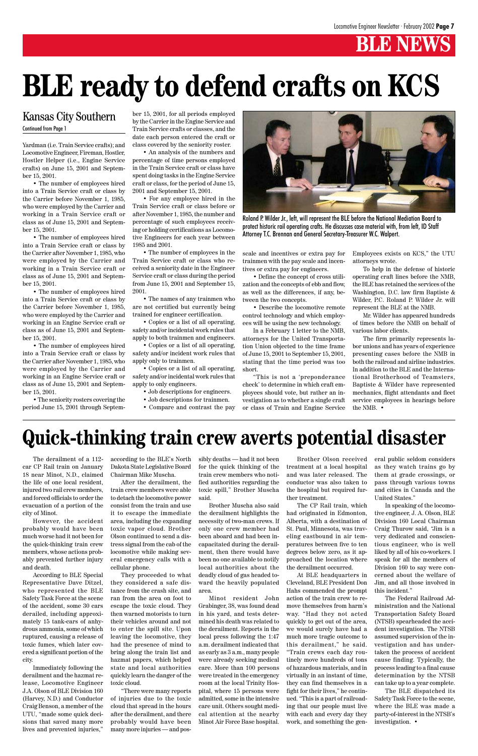BLE NEWS

# BLE ready to defend crafts on KCS

## Kansas City Southern

Continued from Page 1

Yardman (i.e. Train Service crafts); and Locomotive Engineer, Fireman, Hostler, Hostler Helper (i.e., Engine Service crafts) on June 15, 2001 and September 15, 2001.

- The number of employees hired into a Train Service craft or class by the Carrier before November 1, 1985, who were employed by the Carrier and working in a Train Service craft or class as of June 15, 2001 and September 15, 2001.
- The number of employees hired into a Train Service craft or class by the Carrier after November 1, 1985, who were employed by the Carrier and working in a Train Service craft or class as of June 15, 2001 and September 15, 2001.
- The number of employees hired into a Train Service craft or class by the Carrier before November 1, 1985, who were employed by the Carrier and working in an Engine Service craft or class as of June 15, 2001 and September 15, 2001.
- The number of employees hired into a Train Service craft or class by the Carrier after November 1, 1985, who were employed by the Carrier and working in an Engine Service craft or class as of June 15, 2001 and September 15, 2001.
- The seniority rosters covering the period June 15, 2001 through September 15, 2001, for all periods employed by the Carrier in the Engine Service and Train Service crafts or classes, and the date each person entered the craft or class covered by the seniority roster.
- An analysis of the numbers and percentage of time persons employed in the Train Service craft or class have spent doing tasks in the Engine Service craft or class, for the period of June 15, 2001 and September 15, 2001.
- For any employee hired in the Train Service craft or class before or after November 1, 1985, the number and percentage of such employees receiving or holding certifications as Locomotive Engineers for each year between 1985 and 2001.
- The number of employees in the Train Service craft or class who received a seniority date in the Engineer Service craft or class during the period from June 15, 2001 and September 15, 2001.
- The names of any trainmen who are not certified but currently being trained for engineer certification.
- Copies or a list of all operating, safety and/or incidental work rules that apply to both trainmen and engineers.
- Copies or a list of all operating, safety and/or incident work rules that apply only to trainmen.
- Copies or a list of all operating, safety and/or incidental work rules that apply to only engineers.
- Job descriptions for engineers.
- Job descriptions for trainmen.
- Compare and contrast the pay scale and incentives or extra pay for trainmen with the pay scale and incentives or extra pay for engineers.
- Define the concept of cross utilization and the concepts of ebb and flow, as well as the differences, if any, between the two concepts.
- Describe the locomotive remote control technology and which employees will be using the new technology.

Roland P. Wilder Jr., left, will represent the BLE before the National Mediation Board to protect historic rail operating crafts. He discusses case material with, from left, ID Staff Attorney T.C. Brennan and General Secretary-Treasurer W.C. Walpert.

In a February 1 letter to the NMB, attorneys for the United Transportation Union objected to the time frame of June 15, 2001 to September 15, 2001, stating that the time period was too short.

"This is not a 'preponderance check' to determine in which craft employees should vote, but rather an investigation as to whether a single craft or class of Train and Engine Service Employees exists on KCS," the UTU attorneys wrote.

To help in the defense of historic operating craft lines before the NMB, the BLE has retained the services of the Washington, D.C. law firm Baptiste & Wilder, P.C. Roland P. Wilder Jr. will represent the BLE at the NMB.

Mr. Wilder has appeared hundreds of times before the NMB on behalf of various labor clients.

The firm primarily represents labor unions and has years of experience presenting cases before the NMB in both the railroad and airline industries. In addition to the BLE and the International Brotherhood of Teamsters, Baptiste & Wilder have represented mechanics, flight attendants and fleet service employees in hearings before the NMB. •

# Quick-thinking train crew averts potential disaster

The derailment of a 112-car CP Rail train on January 18 near Minot, N.D., claimed the life of one local resident, injured two rail crew members, and forced officials to order the evacuation of a portion of the city of Minot.

However, the accident probably would have been much worse had it not been for the quick-thinking train crew members, whose actions probably prevented further injury and death.

According to BLE Special Representative Dave Ditzel, who represented the BLE Safety Task Force at the scene of the accident, some 30 cars derailed, including approximately 15 tank-cars of anhydrous ammonia, some of which ruptured, causing a release of toxic fumes, which later covered a significant portion of the city.

Immediately following the derailment and the hazmat release, Locomotive Engineer J.A. Olson of BLE Division 160 (Harvey, N.D.) and Conductor Craig Benson, a member of the UTU, "made some quick decisions that saved many more lives and prevented injuries," according to the BLE's North Dakota State Legislative Board Chairman Mike Muscha.

After the derailment, the train crew members were able to detach the locomotive power consist from the train and use it to escape the immediate area, including the expanding toxic vapor cloud. Brother Olson continued to send a distress signal from the cab of the locomotive while making several emergency calls with a cellular phone.

They proceeded to what they considered a safe distance from the crash site, and ran from the area on foot to escape the toxic cloud. They then warned motorists to turn their vehicles around and not to enter the spill site. Upon leaving the locomotive, they had the presence of mind to bring along the train list and hazmat papers, which helped state and local authorities quickly learn the danger of the toxic cloud.

"There were many reports of injuries due to the toxic cloud that spread in the hours after the derailment, and there probably would have been many more injuries — and possibly deaths — had it not been for the quick thinking of the train crew members who notified authorities regarding the toxic spill," Brother Muscha said.

Brother Muscha also said the derailment highlights the necessity of two-man crews. If only one crew member had been aboard and had been incapacitated during the derailment, then there would have been no one available to notify local authorities about the deadly cloud of gas headed toward the heavily populated area.

Minot resident John Grabinger, 38, was found dead in his yard, and tests determined his death was related to the derailment. Reports in the local press following the 1:47 a.m. derailment indicated that as early as 3 a.m., many people were already seeking medical care. More than 100 persons were treated in the emergency room at the local Trinity Hospital, where 15 persons were admitted, some in the intensive care unit. Others sought medical attention at the nearby Minot Air Force Base hospital.

Brother Olson received treatment at a local hospital and was later released. The conductor was also taken to the hospital but required further treatment.

The CP Rail train, which had originated in Edmonton, Alberta, with a destination of St. Paul, Minnesota, was traveling eastbound in air temperatures between five to ten degrees below zero, as it approached the location where the derailment occurred.

At BLE headquarters in Cleveland, BLE President Don Hahs commended the prompt action of the train crew to remove themselves from harm's way. "Had they not acted quickly to get out of the area, we would surely have had a much more tragic outcome to this derailment," he said. "Train crews each day routinely move hundreds of tons of hazardous materials, and in virtually in an instant of time, they can find themselves in a fight for their lives," he continued. "This is a part of railroading that our people must live with each and every day they work, and something the general public seldom considers as they watch trains go by them at grade crossings, or pass through various towns and cities in Canada and the United States."

In speaking of the locomotive engineer, J. A. Olson, BLE Division 160 Local Chairman Craig Thurow said, "Jim is a very dedicated and conscientious engineer, who is well liked by all of his co-workers. I speak for all the members of Division 160 to say were concerned about the welfare of Jim, and all those involved in this incident."

The Federal Railroad Administration and the National Transportation Safety Board (NTSB) spearheaded the accident investigation. The NTSB assumed supervision of the investigation and has undertaken the process of accident cause finding. Typically, the process leading to a final cause determination by the NTSB can take up to a year complete.

The BLE dispatched its Safety Task Force to the scene, where the BLE was made a party-of-interest in the NTSB's investigation. •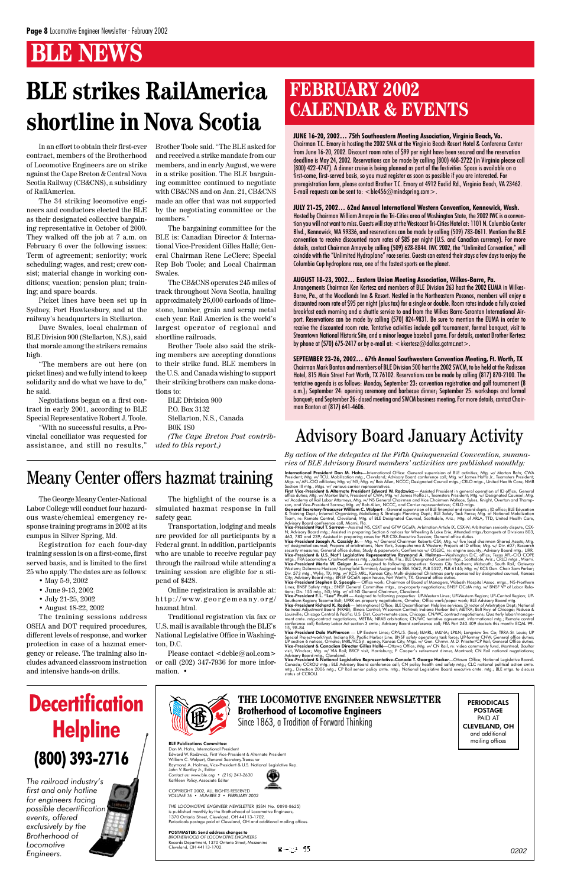# BLE NEWS

## BLE strikes RailAmerica shortline in Nova Scotia

In an effort to obtain their first-ever contract, members of the Brotherhood of Locomotive Engineers are on strike against the Cape Breton & Central Nova Scotia Railway (CB&CNS), a subsidiary of RailAmerica.

The 34 striking locomotive engineers and conductors elected the BLE as their designated collective bargaining representative in October of 2000. They walked off the job at 7 a.m. on February 6 over the following issues: Term of agreement; seniority; work scheduling; wages, and rest; crew consist; material change in working conditions; vacation; pension plan; training; and spare boards.

Picket lines have been set up in Sydney, Port Hawkesbury, and at the railway's headquarters in Stellarton.

Dave Swales, local chairman of BLE Division 900 (Stellarton, N.S.), said that morale among the strikers remains high.

"The members are out here (on picket lines) and we fully intend to keep solidarity and do what we have to do," he said.

Negotiations began on a first contract in early 2001, according to BLE Special Representative Robert J. Toole.

"With no successful results, a Provincial conciliator was requested for assistance, and still no results," Brother Toole said. "The BLE asked for and received a strike mandate from our members, and in early August, we were in a strike position. The BLE bargaining committee continued to negotiate with CB&CNS and on Jan. 21, CB&CNS made an offer that was not supported by the negotiating committee or the members."

The bargaining committee for the BLE is: Canadian Director & International Vice-President Gilles Hallé; General Chairman Rene LeClerc; Special Rep Bob Toole; and Local Chairman Swales.

The CB&CNS operates 245 miles of track throughout Nova Scotia, hauling approximately 26,000 carloads of limestone, lumber, grain and scrap metal each year. Rail America is the world's largest operator of regional and shortline railroads.

Brother Toole also said the striking members are accepting donations to their strike fund. BLE members in the U.S. and Canada wishing to support their striking brothers can make donations to:

BLE Division 900
P.O. Box 3132
Stellarton, N.S., Canada
B0K 1S0

*(The Cape Breton Post contributed to this report.)*

## Meany Center offers hazmat training

The George Meany Center-National Labor College will conduct four hazardous waste/chemical emergency response training programs in 2002 at its campus in Silver Spring, Md.

Registration for each four-day training session is on a first-come, first served basis, and is limited to the first 25 who apply. The dates are as follows:

- May 5-9, 2002
- June 9-13, 2002
- July 21-25, 2002
- August 18-22, 2002

The training sessions address OSHA and DOT required procedures, different levels of response, and worker protection in case of a hazmat emergency or release. The training also includes advanced classroom instruction and intensive hands-on drills.

The highlight of the course is a simulated hazmat response in full safety gear.

Transportation, lodging and meals are provided for all participants by a Federal grant. In addition, participants who are unable to receive regular pay through the railroad while attending a training session are eligible for a stipend of $428.

Online registration is available at: http://www.georgemeany.org/hazmat.html.

Traditional registration via fax or U.S. mail is available through the BLE's National Legislative Office in Washington, D.C.

Please contact <dcble@aol.com> or call (202) 347-7936 for more information. •

## FEBRUARY 2002 CALENDAR & EVENTS

**JUNE 16-20, 2002... 75th Southeastern Meeting Association, Virginia Beach, Va.**
Chairman T.C. Emory is hosting the 2002 SMA at the Virginia Beach Resort Hotel & Conference Center from June 16-20, 2002. Discount room rates of $99 per night have been secured and the reservation deadline is May 24, 2002. Reservations can be made by calling (800) 468-2722 (in Virginia please call (800) 422-4747). A dinner cruise is being planned as part of the festivities. Space is available on a first-come, first-served basis, so you must register as soon as possible if you are interested. For preregistration form, please contact Brother T.C. Emory at 4912 Euclid Rd., Virginia Beach, VA 23462. E-mail requests can be sent to: <ble456@mindspring.com>.

**JULY 21-25, 2002... 62nd Annual International Western Convention, Kennewick, Wash.**
Hosted by Chairman William Amaya in the Tri-Cities area of Washington State, the 2002 IWC is a convention you will not want to miss. Guests will stay at the Westcoast Tri-Cities Hotel at: 1101 N. Columbia Center Blvd., Kennewick, WA 99336, and reservations can be made by calling (509) 783-0611. Mention the BLE convention to receive discounted room rates of $85 per night (U.S. and Canadian currency). For more details, contact Chairman Amaya by calling (509) 628-8844. IWC 2002, the "Unlimited Convention," will coincide with the "Unlimited Hydroplane" race series. Guests can extend their stays a few days to enjoy the Columbia Cup hydroplane race, one of the fastest sports on the planet.

**AUGUST 18-23, 2002... Eastern Union Meeting Association, Wilkes-Barre, Pa.**
Arrangements Chairman Ken Kertesz and members of BLE Division 263 host the 2002 EUMA in Wilkes-Barre, Pa., at the Woodlands Inn & Resort. Nestled in the Northeastern Poconos, members will enjoy a discounted room rate of $95 per night (plus tax) for a single or double. Room rates include a fully cooked breakfast each morning and a shuttle service to and from the Wilkes Barre-Scranton International Airport. Reservations can be made by calling (570) 824-9831. Be sure to mention the EUMA in order to receive the discounted room rate. Tentative activities include golf tournament, formal banquet, visit to Steamtown National Historic Site, and a minor league baseball game. For details, contact Brother Kertesz by phone at (570) 675-2417 or by e-mail at: <kkertesz@dallas.gotmc.net>.

**SEPTEMBER 23-26, 2002... 67th Annual Southwestern Convention Meeting, Ft. Worth, TX**
Chairman Mark Banton and members of BLE Division 500 host the 2002 SWCM, to be held at the Radisson Hotel, 815 Main Street Fort Worth, TX 76102. Reservations can be made by calling (817) 870-2100. The tentative agenda is as follows: Monday, September 23: convention registration and golf tournament (8 a.m.); September 24: opening ceremony and barbecue dinner; September 25: workshops and formal banquet; and September 26: closed meeting and SWCM business meeting. For more details, contact Chairman Banton at (817) 641-4606.

## Advisory Board January Activity

*By action of the delegates at the Fifth Quinquennial Convention, summaries of BLE Advisory Board members' activities are published monthly:*

**International President Don M. Hahs**—International Office: General supervision of BLE activities; Mtg. w/ Morton Bahr, CWA President; Mtg. w/ TCU; Mobilization mtg., Cleveland; Advisory Board conference call; Mtg. w/ James Hoffa Jr., Teamsters President; Mtgs. w/ AFL-CIO affiliates; Mtg. w/ NS; Mtg. w/ Bob Allen, NCCC; Designated Council mtgs.; CRLO mtgs.; United Health Care, NMB Section III mtg.; Mtgs. w/ various carrier representatives.
**First Vice-President & Alternate President Edward W. Rodzwicz**— Assisted President in general operation of ID office; General office duties; Mtg. w/ Morton Bahr, President of CWA; Mtg. w/ James Hoffa Jr., Teamsters President; Mtg. w/ Designated Counsel; Mtg. w/ Academy of Rail Labor Attorneys; Mtg. w/ NS General Chairmen and Vice Chairmen Wallace, Sykes, Knight, Overton and Thompson, and Vice-President Sorrow; Mtg. w/ Bob Allen, NCCC, and Carrier representatives; CRLO mtgs.
**General Secretary-Treasurer William C. Walpert**—General supervision of BLE financial and record depts.; ID office; BLE Education & Training Dept.; Internal Organizing, Mobilizing & Strategic Planning Dept.; BLE Safety Task Force; Mtg. of National Mobilization Team, re: Remote Control, Cleveland; Mtg. of BLE Designated Counsel, Scottsdale, Ariz.; Mtg. of ARLA, TTD, United Health Care, Advisory Board conference call, Miami, Fla.
**Vice-President Paul T. Sorrow**—Assisted NS, CSXT and GTW GCofA; Arbitration Article IX, CSX-W; Arbitration seniority dispute, CSX-N; Advisory Board mtg.; Assisted in preparing Section 6 notices for Wheeling & Lake Erie; Attended mtgs./banquets at Divisions 803, 463, 782 and 239; Assisted in preparing cases for PLB CSX-Executive Session; General office duties.
**Vice-President Joseph A. Cassidy Jr.**— Mtg. w/ General Chairman Roberts–CSX; Mtg. w/ five local chairmen–Shared Assets; Mtg. w/ designated counsel; Prepare of arbitrations, New York, Susquehanna & Western; Projects at ID office; Mtg. w/ Div. 607; Research security measures; General office duties; Study & paperwork; Conference w/ OSLBC, re: engine security; Advisory Board mtg.; LIRR.
**Vice-President & U.S. Nat'l Legislative Representative Raymond A. Holmes**—Washington D.C. office; Texas AFL-CIO COPE mtgs.; FRA Locomotive Crashworthiness mtg., Jacksonville, Fla.; BLE Designated Counsel mtgs., Scottsdale, Ariz.; CRLO mtgs., Miami.
**Vice-President Merle W. Geiger Jr.**— Assigned to following properties: Kansas City Southern; Midsouth; South Rail; Gateway Western; Delaware Hudson/ Springfield Terminal; Assigned to SBA 1062, PLB 5527, PLB 6145; Mtg. w/ KCS Gen. Chair Sam Parker; Div. 573 mtg., Wylie, TX; Mtg. w/ KCS-MRL, Kansas City; Multi-divisional Christmas party sponsored by designated counsel, Kansas City; Advisory Board mtg.; BNSF GCofA open house, Fort Worth, TX. General office duties.
**Vice-President Stephen D. Speagle**— Office work; Chairman of Board of Managers, Wabash Hospital Assoc. mtgs.; NS-Northern Lines; BNSF Safety mtgs.; BNSF General Committee mtgs.; on-property negotiations; BNSF GCofA mtg. w/ BNSF VP of Labor Relations; Div. 155 mtg.; NS; Mtg. w/ all NS General Chairmen, Cleveland.
**Vice-President E.L. "Lee" Pruitt** — Assigned to following properties: UP-Western Lines; UP-Western Region; UP-Central Region; UP-Southern Region; Tacoma Belt; UPRR on-property negotiations, Omaha; Office work/paper work; BLE Advisory Board mtg.
**Vice-President Richard K. Radek**— International Office; BLE Decertification Helpline services; Director of Arbitration Dept; National Railroad Adjustment Board (NRAB); Illinois Central; Wisconsin Central; Indiana Harbor Belt; METRA; Belt Rwy. of Chicago; Paduca & Louisville; Chicago Central & Pacific; U.S. Dist. Court-remote case, Chicago; CN/WC contract negotiations; Quarterly labor/management cmte. mtg-contract negotiations, METRA; NRAB arbitration; CN/WC tentative agreement, informational mtg.; Remote control conference call; Railway Labor Act section 3 cmte.; Advisory Board conference call; FRA Part 240.409 dockets this month: EQAL 99-15, 98-84.
**Vice-President Dale McPherson** — UP Eastern Lines; CP/U.S. (Soo); I&MRL; M&NA; LP&N; Longview Sw. Co; TRRA-St. Louis; UP Special Project-work/rest; Indiana RR; Pacific Harbor Line; BNSF safety operations task force; UP-former CNW; General office duties; UP section 6 notices, Omaha; IMRL/KCS jt. agency, Kansas City; Mtgs. w/ Gen. Chrmn. M.D. Priester/CP Rail; General Office duties.
**Vice-President & Canadian Director Gilles Hallé**—Ottawa Office; Mtg. w/ CN Rail, re: video community fund, Montreal; Bautar visit, Windsor; Mtg. w/ VIA Rail; BRCF visit, Harrisburg; F. Cooper's retirement dinner, Montreal; CN Rail national negotiations; Advisory Board mtg., Cleveland.
**Vice-President & National Legislative Representative-Canada T. George Hucker**—Ottawa Office; National Legislative Board-Canada; CCROU mtg.; BLE Advisory Board conference call; CN policy health and safety mtg.; CLC national political action cmte. mtg.; Direction 2006 mtg.; CP Rail senior policy cmte. mtg.; National Legislative Board executive cmte. mtg.; BLE mtgs. to discuss status of CCROU.

## Decertification Helpline

## (800) 393-2716

*The railroad industry's first and only hotline for engineers facing possible decertification events, offered exclusively by the Brotherhood of Locomotive Engineers.*

**THE LOCOMOTIVE ENGINEER NEWSLETTER**
**Brotherhood of Locomotive Engineers**
Since 1863, a Tradition of Forward Thinking

**BLE Publications Committee:**
Don M. Hahs, International President
Edward W. Rodzwicz, First Vice-President & Alternate President
William C. Walpert, General Secretary-Treasurer
Raymond A. Holmes, Vice-President & U.S. National Legislative Rep.
John V. Bentley Jr., Editor
*Contact us: www.ble.org • (216) 241-2630*
Kathleen Policy, Associate Editor

COPYRIGHT 2002, ALL RIGHTS RESERVED
*VOLUME 16 • NUMBER 2 • FEBRUARY 2002*

*THE LOCOMOTIVE ENGINEER NEWSLETTER* (ISSN No. 0898-8625) is published monthly by the Brotherhood of Locomotive Engineers, 1370 Ontario Street, Cleveland, OH 44113-1702. Periodicals postage paid at Cleveland, OH and additional mailing offices.

**POSTMASTER: Send address changes to**
*BROTHERHOOD OF LOCOMOTIVE ENGINEERS*
Records Department, 1370 Ontario Street, Mezzanine
Cleveland, OH 44113-1702.

**PERIODICALS POSTAGE** PAID AT **CLEVELAND, OH** and additional mailing offices

0202